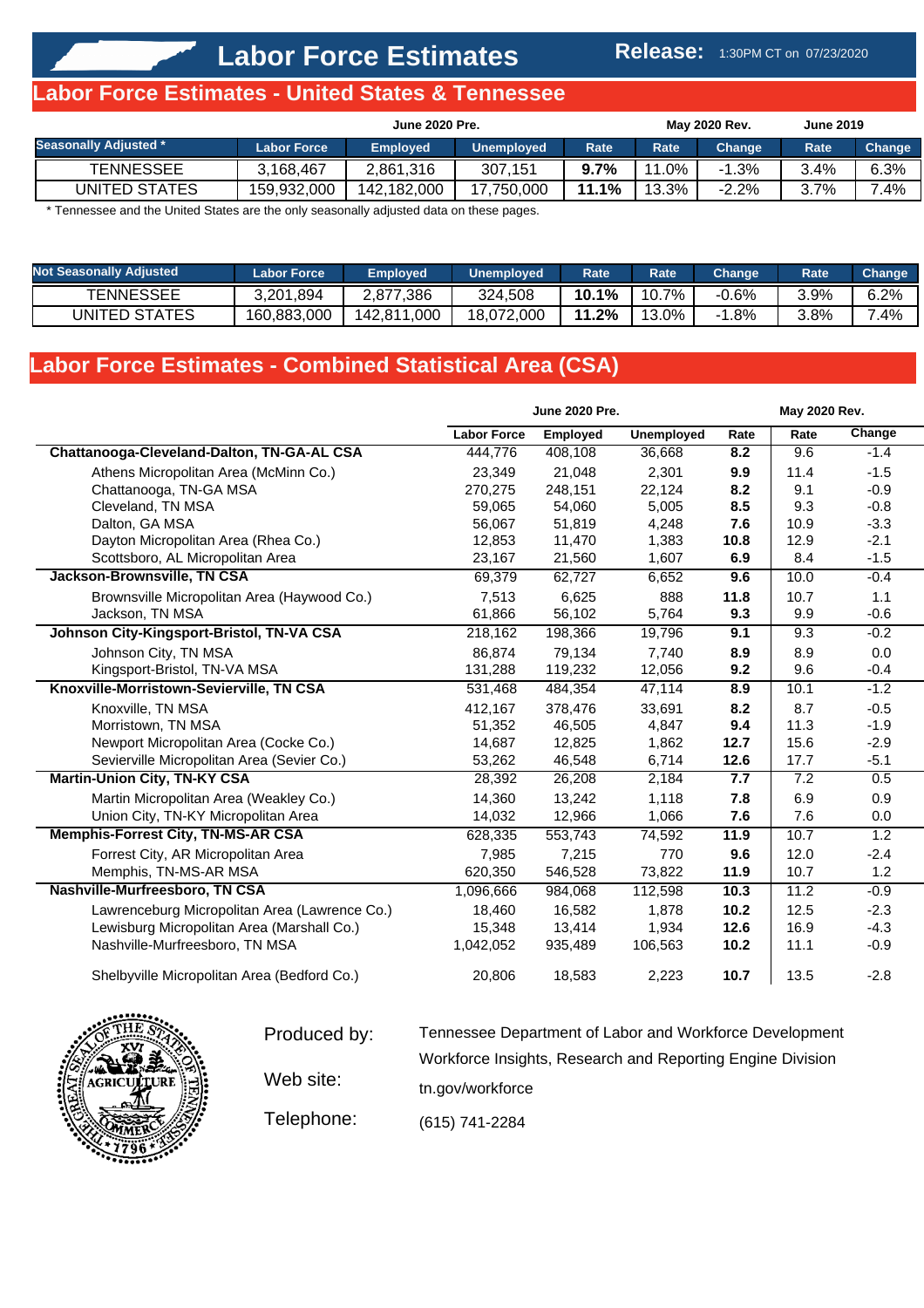# Labor Force Estimates

**Release:** 1:30PM CT on 07/23/2020

## Labor Force Estimates - United States & Tennessee

| Seasonally Adjusted * | June 2020 Pre. Labor Force | Employed | Unemployed | Rate | May 2020 Rev. Rate | Change | June 2019 Rate | Change |
|---|---|---|---|---|---|---|---|---|
| TENNESSEE | 3,168,467 | 2,861,316 | 307,151 | **9.7%** | 11.0% | -1.3% | 3.4% | 6.3% |
| UNITED STATES | 159,932,000 | 142,182,000 | 17,750,000 | **11.1%** | 13.3% | -2.2% | 3.7% | 7.4% |

* Tennessee and the United States are the only seasonally adjusted data on these pages.

| Not Seasonally Adjusted | June 2020 Pre. Labor Force | Employed | Unemployed | Rate | May 2020 Rev. Rate | Change | June 2019 Rate | Change |
|---|---|---|---|---|---|---|---|---|
| TENNESSEE | 3,201,894 | 2,877,386 | 324,508 | **10.1%** | 10.7% | -0.6% | 3.9% | 6.2% |
| UNITED STATES | 160,883,000 | 142,811,000 | 18,072,000 | **11.2%** | 13.0% | -1.8% | 3.8% | 7.4% |

## Labor Force Estimates - Combined Statistical Area (CSA)

| | June 2020 Pre. | | | | May 2020 Rev. | |
|---|---|---|---|---|---|---|
| | Labor Force | Employed | Unemployed | Rate | Rate | Change |
| **Chattanooga-Cleveland-Dalton, TN-GA-AL CSA** | 444,776 | 408,108 | 36,668 | **8.2** | 9.6 | -1.4 |
| Athens Micropolitan Area (McMinn Co.) | 23,349 | 21,048 | 2,301 | **9.9** | 11.4 | -1.5 |
| Chattanooga, TN-GA MSA | 270,275 | 248,151 | 22,124 | **8.2** | 9.1 | -0.9 |
| Cleveland, TN MSA | 59,065 | 54,060 | 5,005 | **8.5** | 9.3 | -0.8 |
| Dalton, GA MSA | 56,067 | 51,819 | 4,248 | **7.6** | 10.9 | -3.3 |
| Dayton Micropolitan Area (Rhea Co.) | 12,853 | 11,470 | 1,383 | **10.8** | 12.9 | -2.1 |
| Scottsboro, AL Micropolitan Area | 23,167 | 21,560 | 1,607 | **6.9** | 8.4 | -1.5 |
| **Jackson-Brownsville, TN CSA** | 69,379 | 62,727 | 6,652 | **9.6** | 10.0 | -0.4 |
| Brownsville Micropolitan Area (Haywood Co.) | 7,513 | 6,625 | 888 | **11.8** | 10.7 | 1.1 |
| Jackson, TN MSA | 61,866 | 56,102 | 5,764 | **9.3** | 9.9 | -0.6 |
| **Johnson City-Kingsport-Bristol, TN-VA CSA** | 218,162 | 198,366 | 19,796 | **9.1** | 9.3 | -0.2 |
| Johnson City, TN MSA | 86,874 | 79,134 | 7,740 | **8.9** | 8.9 | 0.0 |
| Kingsport-Bristol, TN-VA MSA | 131,288 | 119,232 | 12,056 | **9.2** | 9.6 | -0.4 |
| **Knoxville-Morristown-Sevierville, TN CSA** | 531,468 | 484,354 | 47,114 | **8.9** | 10.1 | -1.2 |
| Knoxville, TN MSA | 412,167 | 378,476 | 33,691 | **8.2** | 8.7 | -0.5 |
| Morristown, TN MSA | 51,352 | 46,505 | 4,847 | **9.4** | 11.3 | -1.9 |
| Newport Micropolitan Area (Cocke Co.) | 14,687 | 12,825 | 1,862 | **12.7** | 15.6 | -2.9 |
| Sevierville Micropolitan Area (Sevier Co.) | 53,262 | 46,548 | 6,714 | **12.6** | 17.7 | -5.1 |
| **Martin-Union City, TN-KY CSA** | 28,392 | 26,208 | 2,184 | **7.7** | 7.2 | 0.5 |
| Martin Micropolitan Area (Weakley Co.) | 14,360 | 13,242 | 1,118 | **7.8** | 6.9 | 0.9 |
| Union City, TN-KY Micropolitan Area | 14,032 | 12,966 | 1,066 | **7.6** | 7.6 | 0.0 |
| **Memphis-Forrest City, TN-MS-AR CSA** | 628,335 | 553,743 | 74,592 | **11.9** | 10.7 | 1.2 |
| Forrest City, AR Micropolitan Area | 7,985 | 7,215 | 770 | **9.6** | 12.0 | -2.4 |
| Memphis, TN-MS-AR MSA | 620,350 | 546,528 | 73,822 | **11.9** | 10.7 | 1.2 |
| **Nashville-Murfreesboro, TN CSA** | 1,096,666 | 984,068 | 112,598 | **10.3** | 11.2 | -0.9 |
| Lawrenceburg Micropolitan Area (Lawrence Co.) | 18,460 | 16,582 | 1,878 | **10.2** | 12.5 | -2.3 |
| Lewisburg Micropolitan Area (Marshall Co.) | 15,348 | 13,414 | 1,934 | **12.6** | 16.9 | -4.3 |
| Nashville-Murfreesboro, TN MSA | 1,042,052 | 935,489 | 106,563 | **10.2** | 11.1 | -0.9 |
| Shelbyville Micropolitan Area (Bedford Co.) | 20,806 | 18,583 | 2,223 | **10.7** | 13.5 | -2.8 |

Produced by: Tennessee Department of Labor and Workforce Development
Workforce Insights, Research and Reporting Engine Division

Web site: tn.gov/workforce

Telephone: (615) 741-2284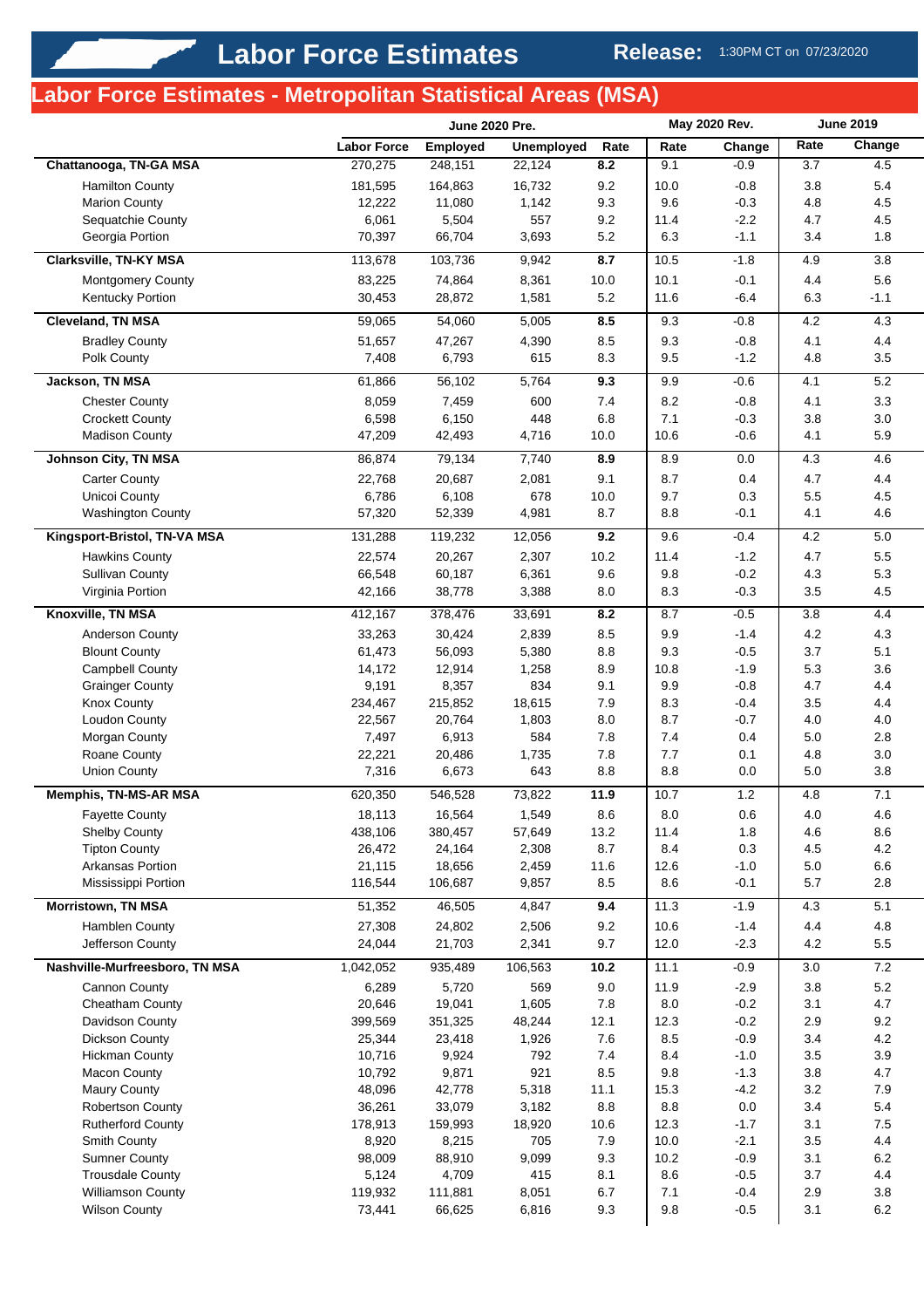# Labor Force Estimates

**Release:** 1:30PM CT on 07/23/2020

## Labor Force Estimates - Metropolitan Statistical Areas (MSA)

| | June 2020 Pre. | | | | May 2020 Rev. | | June 2019 | |
|---|---|---|---|---|---|---|---|---|
| | Labor Force | Employed | Unemployed | Rate | Rate | Change | Rate | Change |
| **Chattanooga, TN-GA MSA** | 270,275 | 248,151 | 22,124 | **8.2** | 9.1 | -0.9 | 3.7 | 4.5 |
| Hamilton County | 181,595 | 164,863 | 16,732 | 9.2 | 10.0 | -0.8 | 3.8 | 5.4 |
| Marion County | 12,222 | 11,080 | 1,142 | 9.3 | 9.6 | -0.3 | 4.8 | 4.5 |
| Sequatchie County | 6,061 | 5,504 | 557 | 9.2 | 11.4 | -2.2 | 4.7 | 4.5 |
| Georgia Portion | 70,397 | 66,704 | 3,693 | 5.2 | 6.3 | -1.1 | 3.4 | 1.8 |
| **Clarksville, TN-KY MSA** | 113,678 | 103,736 | 9,942 | **8.7** | 10.5 | -1.8 | 4.9 | 3.8 |
| Montgomery County | 83,225 | 74,864 | 8,361 | 10.0 | 10.1 | -0.1 | 4.4 | 5.6 |
| Kentucky Portion | 30,453 | 28,872 | 1,581 | 5.2 | 11.6 | -6.4 | 6.3 | -1.1 |
| **Cleveland, TN MSA** | 59,065 | 54,060 | 5,005 | **8.5** | 9.3 | -0.8 | 4.2 | 4.3 |
| Bradley County | 51,657 | 47,267 | 4,390 | 8.5 | 9.3 | -0.8 | 4.1 | 4.4 |
| Polk County | 7,408 | 6,793 | 615 | 8.3 | 9.5 | -1.2 | 4.8 | 3.5 |
| **Jackson, TN MSA** | 61,866 | 56,102 | 5,764 | **9.3** | 9.9 | -0.6 | 4.1 | 5.2 |
| Chester County | 8,059 | 7,459 | 600 | 7.4 | 8.2 | -0.8 | 4.1 | 3.3 |
| Crockett County | 6,598 | 6,150 | 448 | 6.8 | 7.1 | -0.3 | 3.8 | 3.0 |
| Madison County | 47,209 | 42,493 | 4,716 | 10.0 | 10.6 | -0.6 | 4.1 | 5.9 |
| **Johnson City, TN MSA** | 86,874 | 79,134 | 7,740 | **8.9** | 8.9 | 0.0 | 4.3 | 4.6 |
| Carter County | 22,768 | 20,687 | 2,081 | 9.1 | 8.7 | 0.4 | 4.7 | 4.4 |
| Unicoi County | 6,786 | 6,108 | 678 | 10.0 | 9.7 | 0.3 | 5.5 | 4.5 |
| Washington County | 57,320 | 52,339 | 4,981 | 8.7 | 8.8 | -0.1 | 4.1 | 4.6 |
| **Kingsport-Bristol, TN-VA MSA** | 131,288 | 119,232 | 12,056 | **9.2** | 9.6 | -0.4 | 4.2 | 5.0 |
| Hawkins County | 22,574 | 20,267 | 2,307 | 10.2 | 11.4 | -1.2 | 4.7 | 5.5 |
| Sullivan County | 66,548 | 60,187 | 6,361 | 9.6 | 9.8 | -0.2 | 4.3 | 5.3 |
| Virginia Portion | 42,166 | 38,778 | 3,388 | 8.0 | 8.3 | -0.3 | 3.5 | 4.5 |
| **Knoxville, TN MSA** | 412,167 | 378,476 | 33,691 | **8.2** | 8.7 | -0.5 | 3.8 | 4.4 |
| Anderson County | 33,263 | 30,424 | 2,839 | 8.5 | 9.9 | -1.4 | 4.2 | 4.3 |
| Blount County | 61,473 | 56,093 | 5,380 | 8.8 | 9.3 | -0.5 | 3.7 | 5.1 |
| Campbell County | 14,172 | 12,914 | 1,258 | 8.9 | 10.8 | -1.9 | 5.3 | 3.6 |
| Grainger County | 9,191 | 8,357 | 834 | 9.1 | 9.9 | -0.8 | 4.7 | 4.4 |
| Knox County | 234,467 | 215,852 | 18,615 | 7.9 | 8.3 | -0.4 | 3.5 | 4.4 |
| Loudon County | 22,567 | 20,764 | 1,803 | 8.0 | 8.7 | -0.7 | 4.0 | 4.0 |
| Morgan County | 7,497 | 6,913 | 584 | 7.8 | 7.4 | 0.4 | 5.0 | 2.8 |
| Roane County | 22,221 | 20,486 | 1,735 | 7.8 | 7.7 | 0.1 | 4.8 | 3.0 |
| Union County | 7,316 | 6,673 | 643 | 8.8 | 8.8 | 0.0 | 5.0 | 3.8 |
| **Memphis, TN-MS-AR MSA** | 620,350 | 546,528 | 73,822 | **11.9** | 10.7 | 1.2 | 4.8 | 7.1 |
| Fayette County | 18,113 | 16,564 | 1,549 | 8.6 | 8.0 | 0.6 | 4.0 | 4.6 |
| Shelby County | 438,106 | 380,457 | 57,649 | 13.2 | 11.4 | 1.8 | 4.6 | 8.6 |
| Tipton County | 26,472 | 24,164 | 2,308 | 8.7 | 8.4 | 0.3 | 4.5 | 4.2 |
| Arkansas Portion | 21,115 | 18,656 | 2,459 | 11.6 | 12.6 | -1.0 | 5.0 | 6.6 |
| Mississippi Portion | 116,544 | 106,687 | 9,857 | 8.5 | 8.6 | -0.1 | 5.7 | 2.8 |
| **Morristown, TN MSA** | 51,352 | 46,505 | 4,847 | **9.4** | 11.3 | -1.9 | 4.3 | 5.1 |
| Hamblen County | 27,308 | 24,802 | 2,506 | 9.2 | 10.6 | -1.4 | 4.4 | 4.8 |
| Jefferson County | 24,044 | 21,703 | 2,341 | 9.7 | 12.0 | -2.3 | 4.2 | 5.5 |
| **Nashville-Murfreesboro, TN MSA** | 1,042,052 | 935,489 | 106,563 | **10.2** | 11.1 | -0.9 | 3.0 | 7.2 |
| Cannon County | 6,289 | 5,720 | 569 | 9.0 | 11.9 | -2.9 | 3.8 | 5.2 |
| Cheatham County | 20,646 | 19,041 | 1,605 | 7.8 | 8.0 | -0.2 | 3.1 | 4.7 |
| Davidson County | 399,569 | 351,325 | 48,244 | 12.1 | 12.3 | -0.2 | 2.9 | 9.2 |
| Dickson County | 25,344 | 23,418 | 1,926 | 7.6 | 8.5 | -0.9 | 3.4 | 4.2 |
| Hickman County | 10,716 | 9,924 | 792 | 7.4 | 8.4 | -1.0 | 3.5 | 3.9 |
| Macon County | 10,792 | 9,871 | 921 | 8.5 | 9.8 | -1.3 | 3.8 | 4.7 |
| Maury County | 48,096 | 42,778 | 5,318 | 11.1 | 15.3 | -4.2 | 3.2 | 7.9 |
| Robertson County | 36,261 | 33,079 | 3,182 | 8.8 | 8.8 | 0.0 | 3.4 | 5.4 |
| Rutherford County | 178,913 | 159,993 | 18,920 | 10.6 | 12.3 | -1.7 | 3.1 | 7.5 |
| Smith County | 8,920 | 8,215 | 705 | 7.9 | 10.0 | -2.1 | 3.5 | 4.4 |
| Sumner County | 98,009 | 88,910 | 9,099 | 9.3 | 10.2 | -0.9 | 3.1 | 6.2 |
| Trousdale County | 5,124 | 4,709 | 415 | 8.1 | 8.6 | -0.5 | 3.7 | 4.4 |
| Williamson County | 119,932 | 111,881 | 8,051 | 6.7 | 7.1 | -0.4 | 2.9 | 3.8 |
| Wilson County | 73,441 | 66,625 | 6,816 | 9.3 | 9.8 | -0.5 | 3.1 | 6.2 |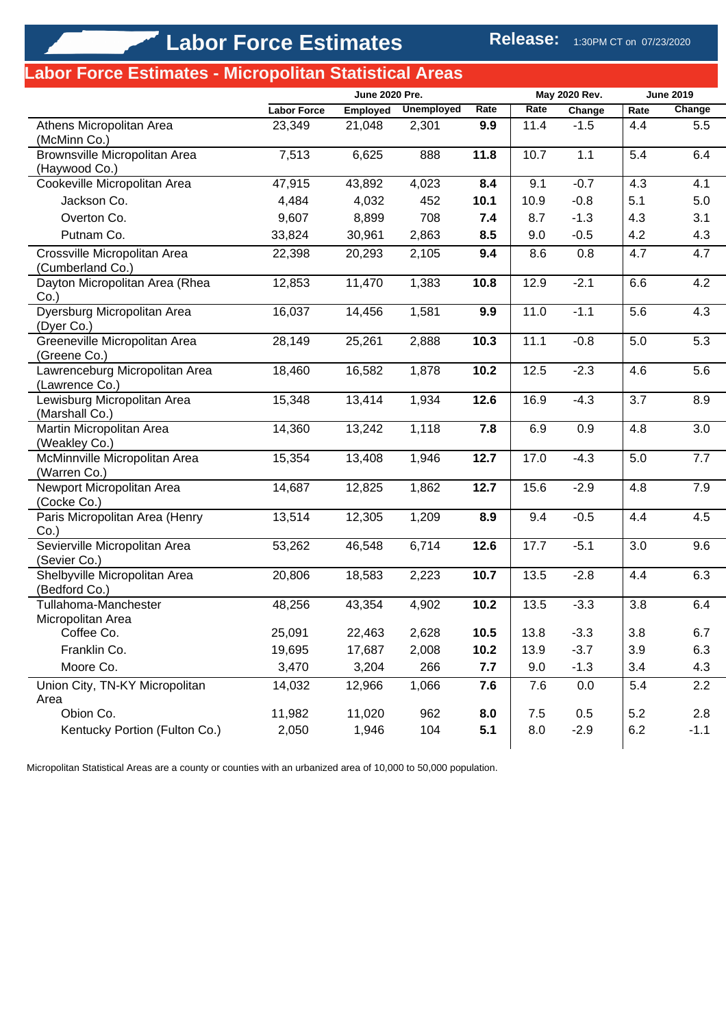# Labor Force Estimates

Release: 1:30PM CT on 07/23/2020

## Labor Force Estimates - Micropolitan Statistical Areas

| | June 2020 Pre. | | | | May 2020 Rev. | | June 2019 | |
|---|---|---|---|---|---|---|---|---|
| | Labor Force | Employed | Unemployed | Rate | Rate | Change | Rate | Change |
| Athens Micropolitan Area (McMinn Co.) | 23,349 | 21,048 | 2,301 | **9.9** | 11.4 | -1.5 | 4.4 | 5.5 |
| Brownsville Micropolitan Area (Haywood Co.) | 7,513 | 6,625 | 888 | **11.8** | 10.7 | 1.1 | 5.4 | 6.4 |
| Cookeville Micropolitan Area | 47,915 | 43,892 | 4,023 | **8.4** | 9.1 | -0.7 | 4.3 | 4.1 |
| Jackson Co. | 4,484 | 4,032 | 452 | **10.1** | 10.9 | -0.8 | 5.1 | 5.0 |
| Overton Co. | 9,607 | 8,899 | 708 | **7.4** | 8.7 | -1.3 | 4.3 | 3.1 |
| Putnam Co. | 33,824 | 30,961 | 2,863 | **8.5** | 9.0 | -0.5 | 4.2 | 4.3 |
| Crossville Micropolitan Area (Cumberland Co.) | 22,398 | 20,293 | 2,105 | **9.4** | 8.6 | 0.8 | 4.7 | 4.7 |
| Dayton Micropolitan Area (Rhea Co.) | 12,853 | 11,470 | 1,383 | **10.8** | 12.9 | -2.1 | 6.6 | 4.2 |
| Dyersburg Micropolitan Area (Dyer Co.) | 16,037 | 14,456 | 1,581 | **9.9** | 11.0 | -1.1 | 5.6 | 4.3 |
| Greeneville Micropolitan Area (Greene Co.) | 28,149 | 25,261 | 2,888 | **10.3** | 11.1 | -0.8 | 5.0 | 5.3 |
| Lawrenceburg Micropolitan Area (Lawrence Co.) | 18,460 | 16,582 | 1,878 | **10.2** | 12.5 | -2.3 | 4.6 | 5.6 |
| Lewisburg Micropolitan Area (Marshall Co.) | 15,348 | 13,414 | 1,934 | **12.6** | 16.9 | -4.3 | 3.7 | 8.9 |
| Martin Micropolitan Area (Weakley Co.) | 14,360 | 13,242 | 1,118 | **7.8** | 6.9 | 0.9 | 4.8 | 3.0 |
| McMinnville Micropolitan Area (Warren Co.) | 15,354 | 13,408 | 1,946 | **12.7** | 17.0 | -4.3 | 5.0 | 7.7 |
| Newport Micropolitan Area (Cocke Co.) | 14,687 | 12,825 | 1,862 | **12.7** | 15.6 | -2.9 | 4.8 | 7.9 |
| Paris Micropolitan Area (Henry Co.) | 13,514 | 12,305 | 1,209 | **8.9** | 9.4 | -0.5 | 4.4 | 4.5 |
| Sevierville Micropolitan Area (Sevier Co.) | 53,262 | 46,548 | 6,714 | **12.6** | 17.7 | -5.1 | 3.0 | 9.6 |
| Shelbyville Micropolitan Area (Bedford Co.) | 20,806 | 18,583 | 2,223 | **10.7** | 13.5 | -2.8 | 4.4 | 6.3 |
| Tullahoma-Manchester Micropolitan Area | 48,256 | 43,354 | 4,902 | **10.2** | 13.5 | -3.3 | 3.8 | 6.4 |
| Coffee Co. | 25,091 | 22,463 | 2,628 | **10.5** | 13.8 | -3.3 | 3.8 | 6.7 |
| Franklin Co. | 19,695 | 17,687 | 2,008 | **10.2** | 13.9 | -3.7 | 3.9 | 6.3 |
| Moore Co. | 3,470 | 3,204 | 266 | **7.7** | 9.0 | -1.3 | 3.4 | 4.3 |
| Union City, TN-KY Micropolitan Area | 14,032 | 12,966 | 1,066 | **7.6** | 7.6 | 0.0 | 5.4 | 2.2 |
| Obion Co. | 11,982 | 11,020 | 962 | **8.0** | 7.5 | 0.5 | 5.2 | 2.8 |
| Kentucky Portion (Fulton Co.) | 2,050 | 1,946 | 104 | **5.1** | 8.0 | -2.9 | 6.2 | -1.1 |

Micropolitan Statistical Areas are a county or counties with an urbanized area of 10,000 to 50,000 population.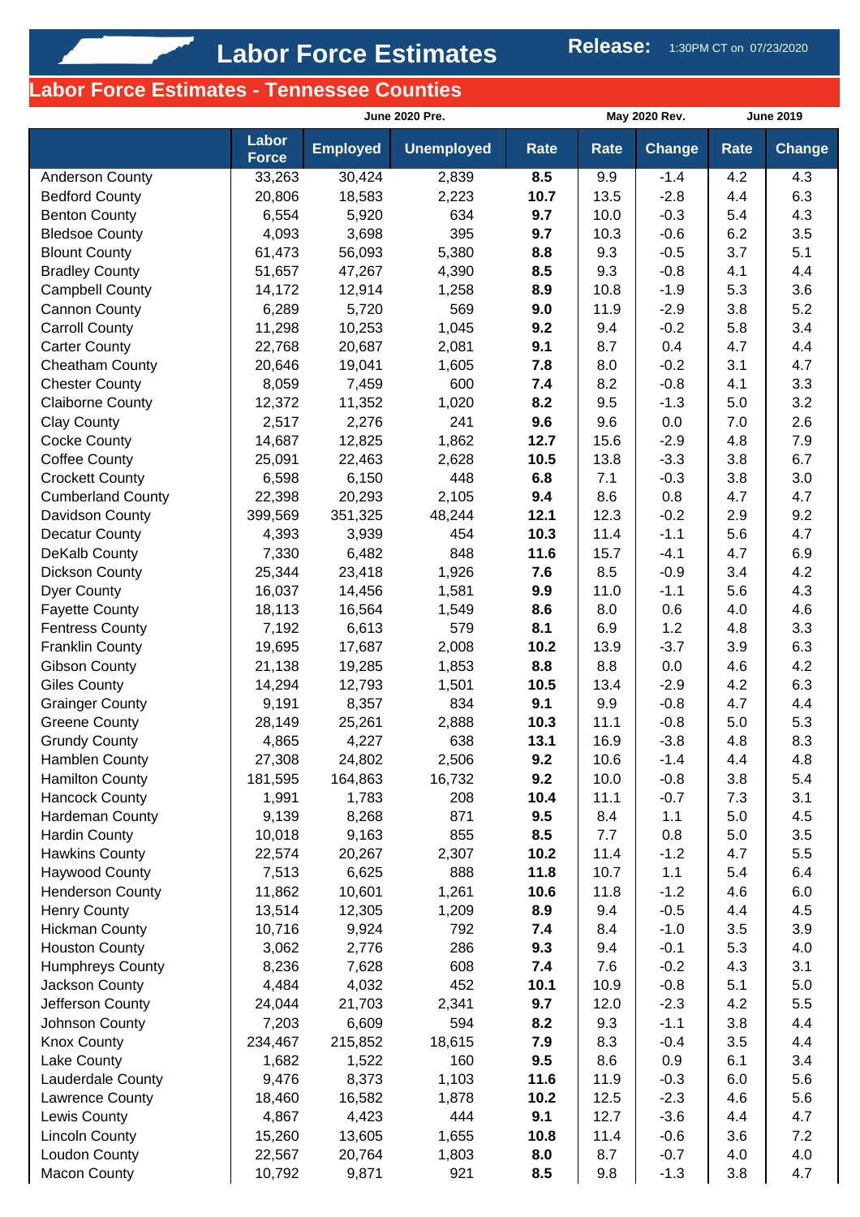# Labor Force Estimates

Release: 1:30PM CT on 07/23/2020

## Labor Force Estimates - Tennessee Counties

| | June 2020 Pre. | | | | May 2020 Rev. | | June 2019 | |
|---|---|---|---|---|---|---|---|---|
| | Labor Force | Employed | Unemployed | Rate | Rate | Change | Rate | Change |
| Anderson County | 33,263 | 30,424 | 2,839 | **8.5** | 9.9 | -1.4 | 4.2 | 4.3 |
| Bedford County | 20,806 | 18,583 | 2,223 | **10.7** | 13.5 | -2.8 | 4.4 | 6.3 |
| Benton County | 6,554 | 5,920 | 634 | **9.7** | 10.0 | -0.3 | 5.4 | 4.3 |
| Bledsoe County | 4,093 | 3,698 | 395 | **9.7** | 10.3 | -0.6 | 6.2 | 3.5 |
| Blount County | 61,473 | 56,093 | 5,380 | **8.8** | 9.3 | -0.5 | 3.7 | 5.1 |
| Bradley County | 51,657 | 47,267 | 4,390 | **8.5** | 9.3 | -0.8 | 4.1 | 4.4 |
| Campbell County | 14,172 | 12,914 | 1,258 | **8.9** | 10.8 | -1.9 | 5.3 | 3.6 |
| Cannon County | 6,289 | 5,720 | 569 | **9.0** | 11.9 | -2.9 | 3.8 | 5.2 |
| Carroll County | 11,298 | 10,253 | 1,045 | **9.2** | 9.4 | -0.2 | 5.8 | 3.4 |
| Carter County | 22,768 | 20,687 | 2,081 | **9.1** | 8.7 | 0.4 | 4.7 | 4.4 |
| Cheatham County | 20,646 | 19,041 | 1,605 | **7.8** | 8.0 | -0.2 | 3.1 | 4.7 |
| Chester County | 8,059 | 7,459 | 600 | **7.4** | 8.2 | -0.8 | 4.1 | 3.3 |
| Claiborne County | 12,372 | 11,352 | 1,020 | **8.2** | 9.5 | -1.3 | 5.0 | 3.2 |
| Clay County | 2,517 | 2,276 | 241 | **9.6** | 9.6 | 0.0 | 7.0 | 2.6 |
| Cocke County | 14,687 | 12,825 | 1,862 | **12.7** | 15.6 | -2.9 | 4.8 | 7.9 |
| Coffee County | 25,091 | 22,463 | 2,628 | **10.5** | 13.8 | -3.3 | 3.8 | 6.7 |
| Crockett County | 6,598 | 6,150 | 448 | **6.8** | 7.1 | -0.3 | 3.8 | 3.0 |
| Cumberland County | 22,398 | 20,293 | 2,105 | **9.4** | 8.6 | 0.8 | 4.7 | 4.7 |
| Davidson County | 399,569 | 351,325 | 48,244 | **12.1** | 12.3 | -0.2 | 2.9 | 9.2 |
| Decatur County | 4,393 | 3,939 | 454 | **10.3** | 11.4 | -1.1 | 5.6 | 4.7 |
| DeKalb County | 7,330 | 6,482 | 848 | **11.6** | 15.7 | -4.1 | 4.7 | 6.9 |
| Dickson County | 25,344 | 23,418 | 1,926 | **7.6** | 8.5 | -0.9 | 3.4 | 4.2 |
| Dyer County | 16,037 | 14,456 | 1,581 | **9.9** | 11.0 | -1.1 | 5.6 | 4.3 |
| Fayette County | 18,113 | 16,564 | 1,549 | **8.6** | 8.0 | 0.6 | 4.0 | 4.6 |
| Fentress County | 7,192 | 6,613 | 579 | **8.1** | 6.9 | 1.2 | 4.8 | 3.3 |
| Franklin County | 19,695 | 17,687 | 2,008 | **10.2** | 13.9 | -3.7 | 3.9 | 6.3 |
| Gibson County | 21,138 | 19,285 | 1,853 | **8.8** | 8.8 | 0.0 | 4.6 | 4.2 |
| Giles County | 14,294 | 12,793 | 1,501 | **10.5** | 13.4 | -2.9 | 4.2 | 6.3 |
| Grainger County | 9,191 | 8,357 | 834 | **9.1** | 9.9 | -0.8 | 4.7 | 4.4 |
| Greene County | 28,149 | 25,261 | 2,888 | **10.3** | 11.1 | -0.8 | 5.0 | 5.3 |
| Grundy County | 4,865 | 4,227 | 638 | **13.1** | 16.9 | -3.8 | 4.8 | 8.3 |
| Hamblen County | 27,308 | 24,802 | 2,506 | **9.2** | 10.6 | -1.4 | 4.4 | 4.8 |
| Hamilton County | 181,595 | 164,863 | 16,732 | **9.2** | 10.0 | -0.8 | 3.8 | 5.4 |
| Hancock County | 1,991 | 1,783 | 208 | **10.4** | 11.1 | -0.7 | 7.3 | 3.1 |
| Hardeman County | 9,139 | 8,268 | 871 | **9.5** | 8.4 | 1.1 | 5.0 | 4.5 |
| Hardin County | 10,018 | 9,163 | 855 | **8.5** | 7.7 | 0.8 | 5.0 | 3.5 |
| Hawkins County | 22,574 | 20,267 | 2,307 | **10.2** | 11.4 | -1.2 | 4.7 | 5.5 |
| Haywood County | 7,513 | 6,625 | 888 | **11.8** | 10.7 | 1.1 | 5.4 | 6.4 |
| Henderson County | 11,862 | 10,601 | 1,261 | **10.6** | 11.8 | -1.2 | 4.6 | 6.0 |
| Henry County | 13,514 | 12,305 | 1,209 | **8.9** | 9.4 | -0.5 | 4.4 | 4.5 |
| Hickman County | 10,716 | 9,924 | 792 | **7.4** | 8.4 | -1.0 | 3.5 | 3.9 |
| Houston County | 3,062 | 2,776 | 286 | **9.3** | 9.4 | -0.1 | 5.3 | 4.0 |
| Humphreys County | 8,236 | 7,628 | 608 | **7.4** | 7.6 | -0.2 | 4.3 | 3.1 |
| Jackson County | 4,484 | 4,032 | 452 | **10.1** | 10.9 | -0.8 | 5.1 | 5.0 |
| Jefferson County | 24,044 | 21,703 | 2,341 | **9.7** | 12.0 | -2.3 | 4.2 | 5.5 |
| Johnson County | 7,203 | 6,609 | 594 | **8.2** | 9.3 | -1.1 | 3.8 | 4.4 |
| Knox County | 234,467 | 215,852 | 18,615 | **7.9** | 8.3 | -0.4 | 3.5 | 4.4 |
| Lake County | 1,682 | 1,522 | 160 | **9.5** | 8.6 | 0.9 | 6.1 | 3.4 |
| Lauderdale County | 9,476 | 8,373 | 1,103 | **11.6** | 11.9 | -0.3 | 6.0 | 5.6 |
| Lawrence County | 18,460 | 16,582 | 1,878 | **10.2** | 12.5 | -2.3 | 4.6 | 5.6 |
| Lewis County | 4,867 | 4,423 | 444 | **9.1** | 12.7 | -3.6 | 4.4 | 4.7 |
| Lincoln County | 15,260 | 13,605 | 1,655 | **10.8** | 11.4 | -0.6 | 3.6 | 7.2 |
| Loudon County | 22,567 | 20,764 | 1,803 | **8.0** | 8.7 | -0.7 | 4.0 | 4.0 |
| Macon County | 10,792 | 9,871 | 921 | **8.5** | 9.8 | -1.3 | 3.8 | 4.7 |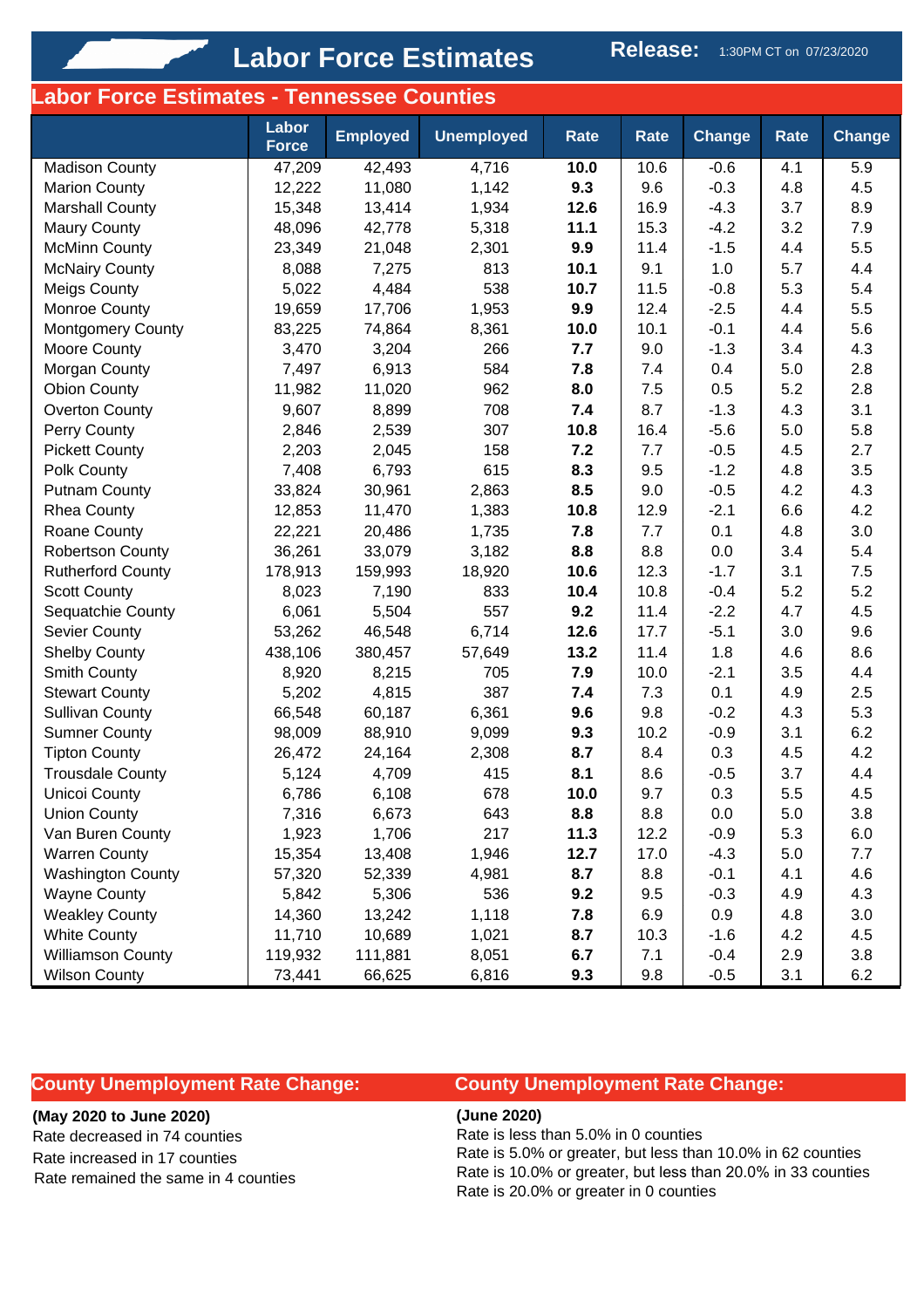# Labor Force Estimates

**Release:** 1:30PM CT on 07/23/2020

## Labor Force Estimates - Tennessee Counties

| | Labor Force | Employed | Unemployed | Rate | Rate | Change | Rate | Change |
|---|---|---|---|---|---|---|---|---|
| Madison County | 47,209 | 42,493 | 4,716 | **10.0** | 10.6 | -0.6 | 4.1 | 5.9 |
| Marion County | 12,222 | 11,080 | 1,142 | **9.3** | 9.6 | -0.3 | 4.8 | 4.5 |
| Marshall County | 15,348 | 13,414 | 1,934 | **12.6** | 16.9 | -4.3 | 3.7 | 8.9 |
| Maury County | 48,096 | 42,778 | 5,318 | **11.1** | 15.3 | -4.2 | 3.2 | 7.9 |
| McMinn County | 23,349 | 21,048 | 2,301 | **9.9** | 11.4 | -1.5 | 4.4 | 5.5 |
| McNairy County | 8,088 | 7,275 | 813 | **10.1** | 9.1 | 1.0 | 5.7 | 4.4 |
| Meigs County | 5,022 | 4,484 | 538 | **10.7** | 11.5 | -0.8 | 5.3 | 5.4 |
| Monroe County | 19,659 | 17,706 | 1,953 | **9.9** | 12.4 | -2.5 | 4.4 | 5.5 |
| Montgomery County | 83,225 | 74,864 | 8,361 | **10.0** | 10.1 | -0.1 | 4.4 | 5.6 |
| Moore County | 3,470 | 3,204 | 266 | **7.7** | 9.0 | -1.3 | 3.4 | 4.3 |
| Morgan County | 7,497 | 6,913 | 584 | **7.8** | 7.4 | 0.4 | 5.0 | 2.8 |
| Obion County | 11,982 | 11,020 | 962 | **8.0** | 7.5 | 0.5 | 5.2 | 2.8 |
| Overton County | 9,607 | 8,899 | 708 | **7.4** | 8.7 | -1.3 | 4.3 | 3.1 |
| Perry County | 2,846 | 2,539 | 307 | **10.8** | 16.4 | -5.6 | 5.0 | 5.8 |
| Pickett County | 2,203 | 2,045 | 158 | **7.2** | 7.7 | -0.5 | 4.5 | 2.7 |
| Polk County | 7,408 | 6,793 | 615 | **8.3** | 9.5 | -1.2 | 4.8 | 3.5 |
| Putnam County | 33,824 | 30,961 | 2,863 | **8.5** | 9.0 | -0.5 | 4.2 | 4.3 |
| Rhea County | 12,853 | 11,470 | 1,383 | **10.8** | 12.9 | -2.1 | 6.6 | 4.2 |
| Roane County | 22,221 | 20,486 | 1,735 | **7.8** | 7.7 | 0.1 | 4.8 | 3.0 |
| Robertson County | 36,261 | 33,079 | 3,182 | **8.8** | 8.8 | 0.0 | 3.4 | 5.4 |
| Rutherford County | 178,913 | 159,993 | 18,920 | **10.6** | 12.3 | -1.7 | 3.1 | 7.5 |
| Scott County | 8,023 | 7,190 | 833 | **10.4** | 10.8 | -0.4 | 5.2 | 5.2 |
| Sequatchie County | 6,061 | 5,504 | 557 | **9.2** | 11.4 | -2.2 | 4.7 | 4.5 |
| Sevier County | 53,262 | 46,548 | 6,714 | **12.6** | 17.7 | -5.1 | 3.0 | 9.6 |
| Shelby County | 438,106 | 380,457 | 57,649 | **13.2** | 11.4 | 1.8 | 4.6 | 8.6 |
| Smith County | 8,920 | 8,215 | 705 | **7.9** | 10.0 | -2.1 | 3.5 | 4.4 |
| Stewart County | 5,202 | 4,815 | 387 | **7.4** | 7.3 | 0.1 | 4.9 | 2.5 |
| Sullivan County | 66,548 | 60,187 | 6,361 | **9.6** | 9.8 | -0.2 | 4.3 | 5.3 |
| Sumner County | 98,009 | 88,910 | 9,099 | **9.3** | 10.2 | -0.9 | 3.1 | 6.2 |
| Tipton County | 26,472 | 24,164 | 2,308 | **8.7** | 8.4 | 0.3 | 4.5 | 4.2 |
| Trousdale County | 5,124 | 4,709 | 415 | **8.1** | 8.6 | -0.5 | 3.7 | 4.4 |
| Unicoi County | 6,786 | 6,108 | 678 | **10.0** | 9.7 | 0.3 | 5.5 | 4.5 |
| Union County | 7,316 | 6,673 | 643 | **8.8** | 8.8 | 0.0 | 5.0 | 3.8 |
| Van Buren County | 1,923 | 1,706 | 217 | **11.3** | 12.2 | -0.9 | 5.3 | 6.0 |
| Warren County | 15,354 | 13,408 | 1,946 | **12.7** | 17.0 | -4.3 | 5.0 | 7.7 |
| Washington County | 57,320 | 52,339 | 4,981 | **8.7** | 8.8 | -0.1 | 4.1 | 4.6 |
| Wayne County | 5,842 | 5,306 | 536 | **9.2** | 9.5 | -0.3 | 4.9 | 4.3 |
| Weakley County | 14,360 | 13,242 | 1,118 | **7.8** | 6.9 | 0.9 | 4.8 | 3.0 |
| White County | 11,710 | 10,689 | 1,021 | **8.7** | 10.3 | -1.6 | 4.2 | 4.5 |
| Williamson County | 119,932 | 111,881 | 8,051 | **6.7** | 7.1 | -0.4 | 2.9 | 3.8 |
| Wilson County | 73,441 | 66,625 | 6,816 | **9.3** | 9.8 | -0.5 | 3.1 | 6.2 |

## County Unemployment Rate Change:

**(May 2020 to June 2020)**

Rate decreased in 74 counties
Rate increased in 17 counties
Rate remained the same in 4 counties

## County Unemployment Rate Change:

**(June 2020)**

Rate is less than 5.0% in 0 counties
Rate is 5.0% or greater, but less than 10.0% in 62 counties
Rate is 10.0% or greater, but less than 20.0% in 33 counties
Rate is 20.0% or greater in 0 counties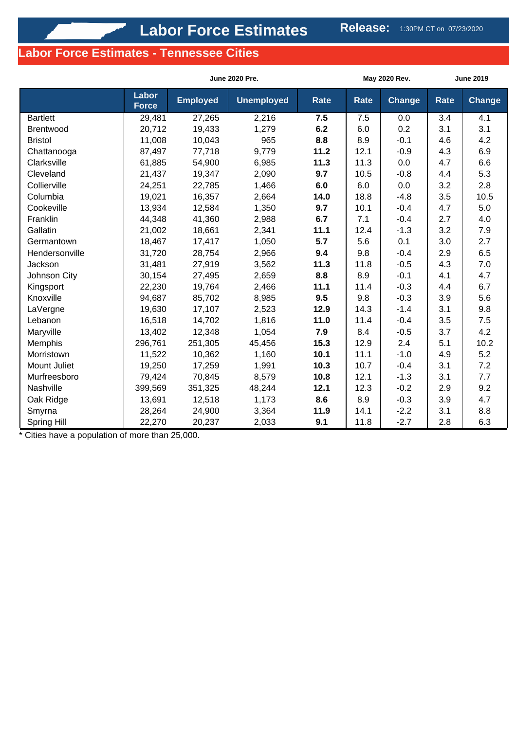# Labor Force Estimates

**Release:** 1:30PM CT on 07/23/2020

## Labor Force Estimates - Tennessee Cities

| | June 2020 Pre. | | | | May 2020 Rev. | | June 2019 | |
|---|---|---|---|---|---|---|---|---|
| | Labor Force | Employed | Unemployed | Rate | Rate | Change | Rate | Change |
| Bartlett | 29,481 | 27,265 | 2,216 | **7.5** | 7.5 | 0.0 | 3.4 | 4.1 |
| Brentwood | 20,712 | 19,433 | 1,279 | **6.2** | 6.0 | 0.2 | 3.1 | 3.1 |
| Bristol | 11,008 | 10,043 | 965 | **8.8** | 8.9 | -0.1 | 4.6 | 4.2 |
| Chattanooga | 87,497 | 77,718 | 9,779 | **11.2** | 12.1 | -0.9 | 4.3 | 6.9 |
| Clarksville | 61,885 | 54,900 | 6,985 | **11.3** | 11.3 | 0.0 | 4.7 | 6.6 |
| Cleveland | 21,437 | 19,347 | 2,090 | **9.7** | 10.5 | -0.8 | 4.4 | 5.3 |
| Collierville | 24,251 | 22,785 | 1,466 | **6.0** | 6.0 | 0.0 | 3.2 | 2.8 |
| Columbia | 19,021 | 16,357 | 2,664 | **14.0** | 18.8 | -4.8 | 3.5 | 10.5 |
| Cookeville | 13,934 | 12,584 | 1,350 | **9.7** | 10.1 | -0.4 | 4.7 | 5.0 |
| Franklin | 44,348 | 41,360 | 2,988 | **6.7** | 7.1 | -0.4 | 2.7 | 4.0 |
| Gallatin | 21,002 | 18,661 | 2,341 | **11.1** | 12.4 | -1.3 | 3.2 | 7.9 |
| Germantown | 18,467 | 17,417 | 1,050 | **5.7** | 5.6 | 0.1 | 3.0 | 2.7 |
| Hendersonville | 31,720 | 28,754 | 2,966 | **9.4** | 9.8 | -0.4 | 2.9 | 6.5 |
| Jackson | 31,481 | 27,919 | 3,562 | **11.3** | 11.8 | -0.5 | 4.3 | 7.0 |
| Johnson City | 30,154 | 27,495 | 2,659 | **8.8** | 8.9 | -0.1 | 4.1 | 4.7 |
| Kingsport | 22,230 | 19,764 | 2,466 | **11.1** | 11.4 | -0.3 | 4.4 | 6.7 |
| Knoxville | 94,687 | 85,702 | 8,985 | **9.5** | 9.8 | -0.3 | 3.9 | 5.6 |
| LaVergne | 19,630 | 17,107 | 2,523 | **12.9** | 14.3 | -1.4 | 3.1 | 9.8 |
| Lebanon | 16,518 | 14,702 | 1,816 | **11.0** | 11.4 | -0.4 | 3.5 | 7.5 |
| Maryville | 13,402 | 12,348 | 1,054 | **7.9** | 8.4 | -0.5 | 3.7 | 4.2 |
| Memphis | 296,761 | 251,305 | 45,456 | **15.3** | 12.9 | 2.4 | 5.1 | 10.2 |
| Morristown | 11,522 | 10,362 | 1,160 | **10.1** | 11.1 | -1.0 | 4.9 | 5.2 |
| Mount Juliet | 19,250 | 17,259 | 1,991 | **10.3** | 10.7 | -0.4 | 3.1 | 7.2 |
| Murfreesboro | 79,424 | 70,845 | 8,579 | **10.8** | 12.1 | -1.3 | 3.1 | 7.7 |
| Nashville | 399,569 | 351,325 | 48,244 | **12.1** | 12.3 | -0.2 | 2.9 | 9.2 |
| Oak Ridge | 13,691 | 12,518 | 1,173 | **8.6** | 8.9 | -0.3 | 3.9 | 4.7 |
| Smyrna | 28,264 | 24,900 | 3,364 | **11.9** | 14.1 | -2.2 | 3.1 | 8.8 |
| Spring Hill | 22,270 | 20,237 | 2,033 | **9.1** | 11.8 | -2.7 | 2.8 | 6.3 |

* Cities have a population of more than 25,000.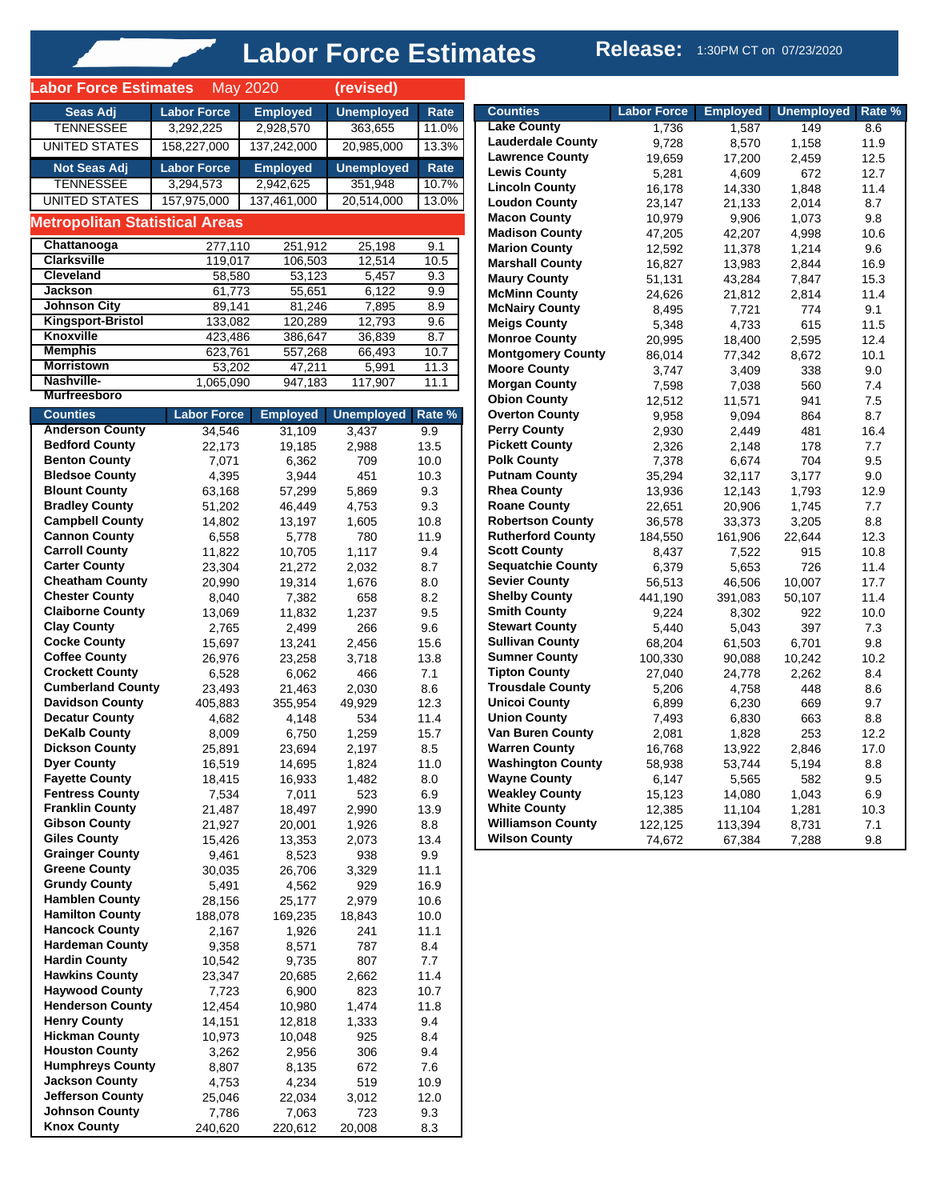# Labor Force Estimates

**Release:** 1:30PM CT on 07/23/2020

## Labor Force Estimates May 2020 (revised)

| Seas Adj | Labor Force | Employed | Unemployed | Rate |
|---|---|---|---|---|
| TENNESSEE | 3,292,225 | 2,928,570 | 363,655 | 11.0% |
| UNITED STATES | 158,227,000 | 137,242,000 | 20,985,000 | 13.3% |
| **Not Seas Adj** | **Labor Force** | **Employed** | **Unemployed** | **Rate** |
| TENNESSEE | 3,294,573 | 2,942,625 | 351,948 | 10.7% |
| UNITED STATES | 157,975,000 | 137,461,000 | 20,514,000 | 13.0% |

## Metropolitan Statistical Areas

| Area | Labor Force | Employed | Unemployed | Rate |
|---|---|---|---|---|
| Chattanooga | 277,110 | 251,912 | 25,198 | 9.1 |
| Clarksville | 119,017 | 106,503 | 12,514 | 10.5 |
| Cleveland | 58,580 | 53,123 | 5,457 | 9.3 |
| Jackson | 61,773 | 55,651 | 6,122 | 9.9 |
| Johnson City | 89,141 | 81,246 | 7,895 | 8.9 |
| Kingsport-Bristol | 133,082 | 120,289 | 12,793 | 9.6 |
| Knoxville | 423,486 | 386,647 | 36,839 | 8.7 |
| Memphis | 623,761 | 557,268 | 66,493 | 10.7 |
| Morristown | 53,202 | 47,211 | 5,991 | 11.3 |
| Nashville-Murfreesboro | 1,065,090 | 947,183 | 117,907 | 11.1 |

| Counties | Labor Force | Employed | Unemployed | Rate % |
|---|---|---|---|---|
| Anderson County | 34,546 | 31,109 | 3,437 | 9.9 |
| Bedford County | 22,173 | 19,185 | 2,988 | 13.5 |
| Benton County | 7,071 | 6,362 | 709 | 10.0 |
| Bledsoe County | 4,395 | 3,944 | 451 | 10.3 |
| Blount County | 63,168 | 57,299 | 5,869 | 9.3 |
| Bradley County | 51,202 | 46,449 | 4,753 | 9.3 |
| Campbell County | 14,802 | 13,197 | 1,605 | 10.8 |
| Cannon County | 6,558 | 5,778 | 780 | 11.9 |
| Carroll County | 11,822 | 10,705 | 1,117 | 9.4 |
| Carter County | 23,304 | 21,272 | 2,032 | 8.7 |
| Cheatham County | 20,990 | 19,314 | 1,676 | 8.0 |
| Chester County | 8,040 | 7,382 | 658 | 8.2 |
| Claiborne County | 13,069 | 11,832 | 1,237 | 9.5 |
| Clay County | 2,765 | 2,499 | 266 | 9.6 |
| Cocke County | 15,697 | 13,241 | 2,456 | 15.6 |
| Coffee County | 26,976 | 23,258 | 3,718 | 13.8 |
| Crockett County | 6,528 | 6,062 | 466 | 7.1 |
| Cumberland County | 23,493 | 21,463 | 2,030 | 8.6 |
| Davidson County | 405,883 | 355,954 | 49,929 | 12.3 |
| Decatur County | 4,682 | 4,148 | 534 | 11.4 |
| DeKalb County | 8,009 | 6,750 | 1,259 | 15.7 |
| Dickson County | 25,891 | 23,694 | 2,197 | 8.5 |
| Dyer County | 16,519 | 14,695 | 1,824 | 11.0 |
| Fayette County | 18,415 | 16,933 | 1,482 | 8.0 |
| Fentress County | 7,534 | 7,011 | 523 | 6.9 |
| Franklin County | 21,487 | 18,497 | 2,990 | 13.9 |
| Gibson County | 21,927 | 20,001 | 1,926 | 8.8 |
| Giles County | 15,426 | 13,353 | 2,073 | 13.4 |
| Grainger County | 9,461 | 8,523 | 938 | 9.9 |
| Greene County | 30,035 | 26,706 | 3,329 | 11.1 |
| Grundy County | 5,491 | 4,562 | 929 | 16.9 |
| Hamblen County | 28,156 | 25,177 | 2,979 | 10.6 |
| Hamilton County | 188,078 | 169,235 | 18,843 | 10.0 |
| Hancock County | 2,167 | 1,926 | 241 | 11.1 |
| Hardeman County | 9,358 | 8,571 | 787 | 8.4 |
| Hardin County | 10,542 | 9,735 | 807 | 7.7 |
| Hawkins County | 23,347 | 20,685 | 2,662 | 11.4 |
| Haywood County | 7,723 | 6,900 | 823 | 10.7 |
| Henderson County | 12,454 | 10,980 | 1,474 | 11.8 |
| Henry County | 14,151 | 12,818 | 1,333 | 9.4 |
| Hickman County | 10,973 | 10,048 | 925 | 8.4 |
| Houston County | 3,262 | 2,956 | 306 | 9.4 |
| Humphreys County | 8,807 | 8,135 | 672 | 7.6 |
| Jackson County | 4,753 | 4,234 | 519 | 10.9 |
| Jefferson County | 25,046 | 22,034 | 3,012 | 12.0 |
| Johnson County | 7,786 | 7,063 | 723 | 9.3 |
| Knox County | 240,620 | 220,612 | 20,008 | 8.3 |
| Lake County | 1,736 | 1,587 | 149 | 8.6 |
| Lauderdale County | 9,728 | 8,570 | 1,158 | 11.9 |
| Lawrence County | 19,659 | 17,200 | 2,459 | 12.5 |
| Lewis County | 5,281 | 4,609 | 672 | 12.7 |
| Lincoln County | 16,178 | 14,330 | 1,848 | 11.4 |
| Loudon County | 23,147 | 21,133 | 2,014 | 8.7 |
| Macon County | 10,979 | 9,906 | 1,073 | 9.8 |
| Madison County | 47,205 | 42,207 | 4,998 | 10.6 |
| Marion County | 12,592 | 11,378 | 1,214 | 9.6 |
| Marshall County | 16,827 | 13,983 | 2,844 | 16.9 |
| Maury County | 51,131 | 43,284 | 7,847 | 15.3 |
| McMinn County | 24,626 | 21,812 | 2,814 | 11.4 |
| McNairy County | 8,495 | 7,721 | 774 | 9.1 |
| Meigs County | 5,348 | 4,733 | 615 | 11.5 |
| Monroe County | 20,995 | 18,400 | 2,595 | 12.4 |
| Montgomery County | 86,014 | 77,342 | 8,672 | 10.1 |
| Moore County | 3,747 | 3,409 | 338 | 9.0 |
| Morgan County | 7,598 | 7,038 | 560 | 7.4 |
| Obion County | 12,512 | 11,571 | 941 | 7.5 |
| Overton County | 9,958 | 9,094 | 864 | 8.7 |
| Perry County | 2,930 | 2,449 | 481 | 16.4 |
| Pickett County | 2,326 | 2,148 | 178 | 7.7 |
| Polk County | 7,378 | 6,674 | 704 | 9.5 |
| Putnam County | 35,294 | 32,117 | 3,177 | 9.0 |
| Rhea County | 13,936 | 12,143 | 1,793 | 12.9 |
| Roane County | 22,651 | 20,906 | 1,745 | 7.7 |
| Robertson County | 36,578 | 33,373 | 3,205 | 8.8 |
| Rutherford County | 184,550 | 161,906 | 22,644 | 12.3 |
| Scott County | 8,437 | 7,522 | 915 | 10.8 |
| Sequatchie County | 6,379 | 5,653 | 726 | 11.4 |
| Sevier County | 56,513 | 46,506 | 10,007 | 17.7 |
| Shelby County | 441,190 | 391,083 | 50,107 | 11.4 |
| Smith County | 9,224 | 8,302 | 922 | 10.0 |
| Stewart County | 5,440 | 5,043 | 397 | 7.3 |
| Sullivan County | 68,204 | 61,503 | 6,701 | 9.8 |
| Sumner County | 100,330 | 90,088 | 10,242 | 10.2 |
| Tipton County | 27,040 | 24,778 | 2,262 | 8.4 |
| Trousdale County | 5,206 | 4,758 | 448 | 8.6 |
| Unicoi County | 6,899 | 6,230 | 669 | 9.7 |
| Union County | 7,493 | 6,830 | 663 | 8.8 |
| Van Buren County | 2,081 | 1,828 | 253 | 12.2 |
| Warren County | 16,768 | 13,922 | 2,846 | 17.0 |
| Washington County | 58,938 | 53,744 | 5,194 | 8.8 |
| Wayne County | 6,147 | 5,565 | 582 | 9.5 |
| Weakley County | 15,123 | 14,080 | 1,043 | 6.9 |
| White County | 12,385 | 11,104 | 1,281 | 10.3 |
| Williamson County | 122,125 | 113,394 | 8,731 | 7.1 |
| Wilson County | 74,672 | 67,384 | 7,288 | 9.8 |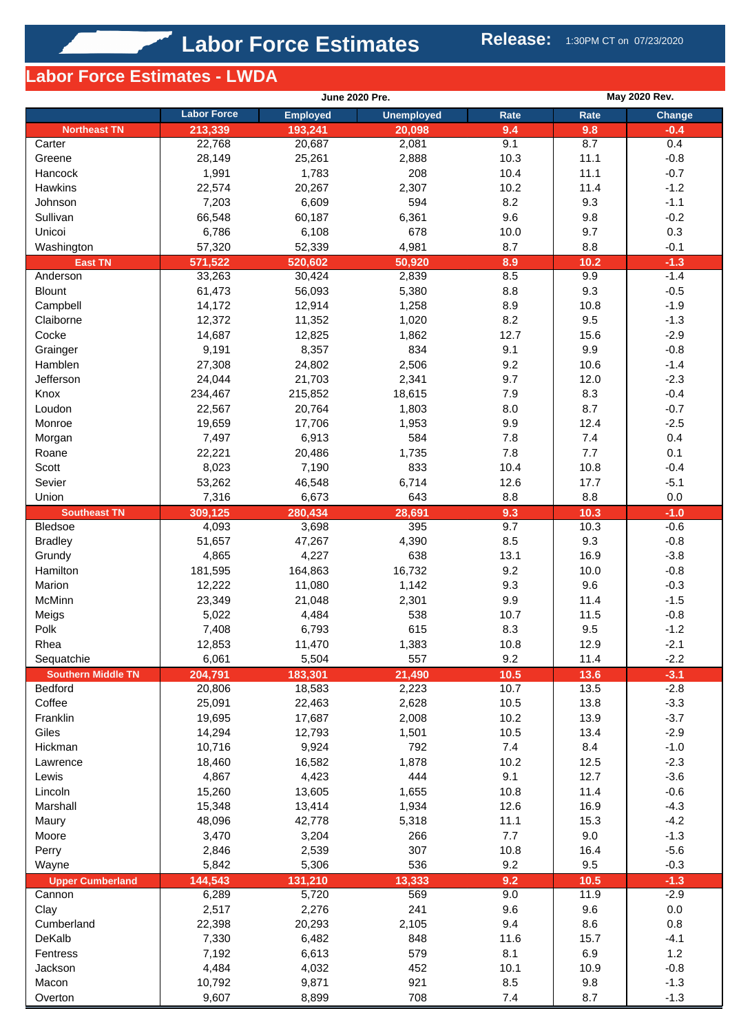# Labor Force Estimates

**Release:** 1:30PM CT on 07/23/2020

## Labor Force Estimates - LWDA

| | June 2020 Pre. | | | | May 2020 Rev. | |
|---|---|---|---|---|---|---|
| | Labor Force | Employed | Unemployed | Rate | Rate | Change |
| **Northeast TN** | **213,339** | **193,241** | **20,098** | **9.4** | **9.8** | **-0.4** |
| Carter | 22,768 | 20,687 | 2,081 | 9.1 | 8.7 | 0.4 |
| Greene | 28,149 | 25,261 | 2,888 | 10.3 | 11.1 | -0.8 |
| Hancock | 1,991 | 1,783 | 208 | 10.4 | 11.1 | -0.7 |
| Hawkins | 22,574 | 20,267 | 2,307 | 10.2 | 11.4 | -1.2 |
| Johnson | 7,203 | 6,609 | 594 | 8.2 | 9.3 | -1.1 |
| Sullivan | 66,548 | 60,187 | 6,361 | 9.6 | 9.8 | -0.2 |
| Unicoi | 6,786 | 6,108 | 678 | 10.0 | 9.7 | 0.3 |
| Washington | 57,320 | 52,339 | 4,981 | 8.7 | 8.8 | -0.1 |
| **East TN** | **571,522** | **520,602** | **50,920** | **8.9** | **10.2** | **-1.3** |
| Anderson | 33,263 | 30,424 | 2,839 | 8.5 | 9.9 | -1.4 |
| Blount | 61,473 | 56,093 | 5,380 | 8.8 | 9.3 | -0.5 |
| Campbell | 14,172 | 12,914 | 1,258 | 8.9 | 10.8 | -1.9 |
| Claiborne | 12,372 | 11,352 | 1,020 | 8.2 | 9.5 | -1.3 |
| Cocke | 14,687 | 12,825 | 1,862 | 12.7 | 15.6 | -2.9 |
| Grainger | 9,191 | 8,357 | 834 | 9.1 | 9.9 | -0.8 |
| Hamblen | 27,308 | 24,802 | 2,506 | 9.2 | 10.6 | -1.4 |
| Jefferson | 24,044 | 21,703 | 2,341 | 9.7 | 12.0 | -2.3 |
| Knox | 234,467 | 215,852 | 18,615 | 7.9 | 8.3 | -0.4 |
| Loudon | 22,567 | 20,764 | 1,803 | 8.0 | 8.7 | -0.7 |
| Monroe | 19,659 | 17,706 | 1,953 | 9.9 | 12.4 | -2.5 |
| Morgan | 7,497 | 6,913 | 584 | 7.8 | 7.4 | 0.4 |
| Roane | 22,221 | 20,486 | 1,735 | 7.8 | 7.7 | 0.1 |
| Scott | 8,023 | 7,190 | 833 | 10.4 | 10.8 | -0.4 |
| Sevier | 53,262 | 46,548 | 6,714 | 12.6 | 17.7 | -5.1 |
| Union | 7,316 | 6,673 | 643 | 8.8 | 8.8 | 0.0 |
| **Southeast TN** | **309,125** | **280,434** | **28,691** | **9.3** | **10.3** | **-1.0** |
| Bledsoe | 4,093 | 3,698 | 395 | 9.7 | 10.3 | -0.6 |
| Bradley | 51,657 | 47,267 | 4,390 | 8.5 | 9.3 | -0.8 |
| Grundy | 4,865 | 4,227 | 638 | 13.1 | 16.9 | -3.8 |
| Hamilton | 181,595 | 164,863 | 16,732 | 9.2 | 10.0 | -0.8 |
| Marion | 12,222 | 11,080 | 1,142 | 9.3 | 9.6 | -0.3 |
| McMinn | 23,349 | 21,048 | 2,301 | 9.9 | 11.4 | -1.5 |
| Meigs | 5,022 | 4,484 | 538 | 10.7 | 11.5 | -0.8 |
| Polk | 7,408 | 6,793 | 615 | 8.3 | 9.5 | -1.2 |
| Rhea | 12,853 | 11,470 | 1,383 | 10.8 | 12.9 | -2.1 |
| Sequatchie | 6,061 | 5,504 | 557 | 9.2 | 11.4 | -2.2 |
| **Southern Middle TN** | **204,791** | **183,301** | **21,490** | **10.5** | **13.6** | **-3.1** |
| Bedford | 20,806 | 18,583 | 2,223 | 10.7 | 13.5 | -2.8 |
| Coffee | 25,091 | 22,463 | 2,628 | 10.5 | 13.8 | -3.3 |
| Franklin | 19,695 | 17,687 | 2,008 | 10.2 | 13.9 | -3.7 |
| Giles | 14,294 | 12,793 | 1,501 | 10.5 | 13.4 | -2.9 |
| Hickman | 10,716 | 9,924 | 792 | 7.4 | 8.4 | -1.0 |
| Lawrence | 18,460 | 16,582 | 1,878 | 10.2 | 12.5 | -2.3 |
| Lewis | 4,867 | 4,423 | 444 | 9.1 | 12.7 | -3.6 |
| Lincoln | 15,260 | 13,605 | 1,655 | 10.8 | 11.4 | -0.6 |
| Marshall | 15,348 | 13,414 | 1,934 | 12.6 | 16.9 | -4.3 |
| Maury | 48,096 | 42,778 | 5,318 | 11.1 | 15.3 | -4.2 |
| Moore | 3,470 | 3,204 | 266 | 7.7 | 9.0 | -1.3 |
| Perry | 2,846 | 2,539 | 307 | 10.8 | 16.4 | -5.6 |
| Wayne | 5,842 | 5,306 | 536 | 9.2 | 9.5 | -0.3 |
| **Upper Cumberland** | **144,543** | **131,210** | **13,333** | **9.2** | **10.5** | **-1.3** |
| Cannon | 6,289 | 5,720 | 569 | 9.0 | 11.9 | -2.9 |
| Clay | 2,517 | 2,276 | 241 | 9.6 | 9.6 | 0.0 |
| Cumberland | 22,398 | 20,293 | 2,105 | 9.4 | 8.6 | 0.8 |
| DeKalb | 7,330 | 6,482 | 848 | 11.6 | 15.7 | -4.1 |
| Fentress | 7,192 | 6,613 | 579 | 8.1 | 6.9 | 1.2 |
| Jackson | 4,484 | 4,032 | 452 | 10.1 | 10.9 | -0.8 |
| Macon | 10,792 | 9,871 | 921 | 8.5 | 9.8 | -1.3 |
| Overton | 9,607 | 8,899 | 708 | 7.4 | 8.7 | -1.3 |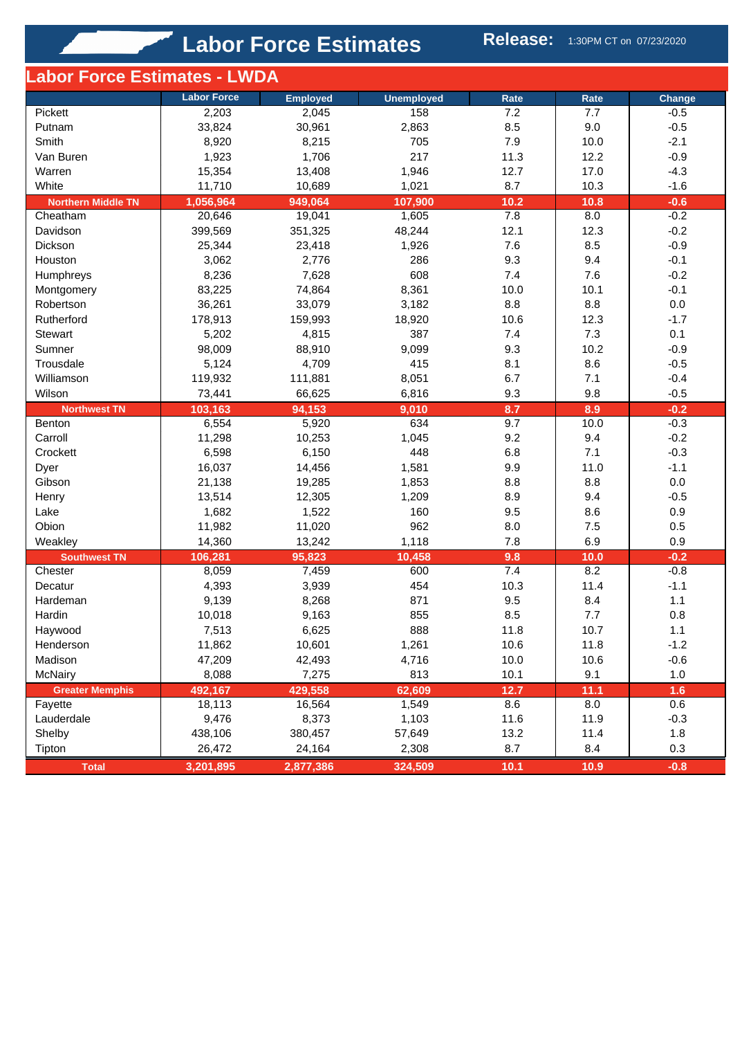# Labor Force Estimates

**Release:** 1:30PM CT on 07/23/2020

## Labor Force Estimates - LWDA

| | Labor Force | Employed | Unemployed | Rate | Rate | Change |
|---|---|---|---|---|---|---|
| Pickett | 2,203 | 2,045 | 158 | 7.2 | 7.7 | -0.5 |
| Putnam | 33,824 | 30,961 | 2,863 | 8.5 | 9.0 | -0.5 |
| Smith | 8,920 | 8,215 | 705 | 7.9 | 10.0 | -2.1 |
| Van Buren | 1,923 | 1,706 | 217 | 11.3 | 12.2 | -0.9 |
| Warren | 15,354 | 13,408 | 1,946 | 12.7 | 17.0 | -4.3 |
| White | 11,710 | 10,689 | 1,021 | 8.7 | 10.3 | -1.6 |
| **Northern Middle TN** | **1,056,964** | **949,064** | **107,900** | **10.2** | **10.8** | **-0.6** |
| Cheatham | 20,646 | 19,041 | 1,605 | 7.8 | 8.0 | -0.2 |
| Davidson | 399,569 | 351,325 | 48,244 | 12.1 | 12.3 | -0.2 |
| Dickson | 25,344 | 23,418 | 1,926 | 7.6 | 8.5 | -0.9 |
| Houston | 3,062 | 2,776 | 286 | 9.3 | 9.4 | -0.1 |
| Humphreys | 8,236 | 7,628 | 608 | 7.4 | 7.6 | -0.2 |
| Montgomery | 83,225 | 74,864 | 8,361 | 10.0 | 10.1 | -0.1 |
| Robertson | 36,261 | 33,079 | 3,182 | 8.8 | 8.8 | 0.0 |
| Rutherford | 178,913 | 159,993 | 18,920 | 10.6 | 12.3 | -1.7 |
| Stewart | 5,202 | 4,815 | 387 | 7.4 | 7.3 | 0.1 |
| Sumner | 98,009 | 88,910 | 9,099 | 9.3 | 10.2 | -0.9 |
| Trousdale | 5,124 | 4,709 | 415 | 8.1 | 8.6 | -0.5 |
| Williamson | 119,932 | 111,881 | 8,051 | 6.7 | 7.1 | -0.4 |
| Wilson | 73,441 | 66,625 | 6,816 | 9.3 | 9.8 | -0.5 |
| **Northwest TN** | **103,163** | **94,153** | **9,010** | **8.7** | **8.9** | **-0.2** |
| Benton | 6,554 | 5,920 | 634 | 9.7 | 10.0 | -0.3 |
| Carroll | 11,298 | 10,253 | 1,045 | 9.2 | 9.4 | -0.2 |
| Crockett | 6,598 | 6,150 | 448 | 6.8 | 7.1 | -0.3 |
| Dyer | 16,037 | 14,456 | 1,581 | 9.9 | 11.0 | -1.1 |
| Gibson | 21,138 | 19,285 | 1,853 | 8.8 | 8.8 | 0.0 |
| Henry | 13,514 | 12,305 | 1,209 | 8.9 | 9.4 | -0.5 |
| Lake | 1,682 | 1,522 | 160 | 9.5 | 8.6 | 0.9 |
| Obion | 11,982 | 11,020 | 962 | 8.0 | 7.5 | 0.5 |
| Weakley | 14,360 | 13,242 | 1,118 | 7.8 | 6.9 | 0.9 |
| **Southwest TN** | **106,281** | **95,823** | **10,458** | **9.8** | **10.0** | **-0.2** |
| Chester | 8,059 | 7,459 | 600 | 7.4 | 8.2 | -0.8 |
| Decatur | 4,393 | 3,939 | 454 | 10.3 | 11.4 | -1.1 |
| Hardeman | 9,139 | 8,268 | 871 | 9.5 | 8.4 | 1.1 |
| Hardin | 10,018 | 9,163 | 855 | 8.5 | 7.7 | 0.8 |
| Haywood | 7,513 | 6,625 | 888 | 11.8 | 10.7 | 1.1 |
| Henderson | 11,862 | 10,601 | 1,261 | 10.6 | 11.8 | -1.2 |
| Madison | 47,209 | 42,493 | 4,716 | 10.0 | 10.6 | -0.6 |
| McNairy | 8,088 | 7,275 | 813 | 10.1 | 9.1 | 1.0 |
| **Greater Memphis** | **492,167** | **429,558** | **62,609** | **12.7** | **11.1** | **1.6** |
| Fayette | 18,113 | 16,564 | 1,549 | 8.6 | 8.0 | 0.6 |
| Lauderdale | 9,476 | 8,373 | 1,103 | 11.6 | 11.9 | -0.3 |
| Shelby | 438,106 | 380,457 | 57,649 | 13.2 | 11.4 | 1.8 |
| Tipton | 26,472 | 24,164 | 2,308 | 8.7 | 8.4 | 0.3 |
| **Total** | **3,201,895** | **2,877,386** | **324,509** | **10.1** | **10.9** | **-0.8** |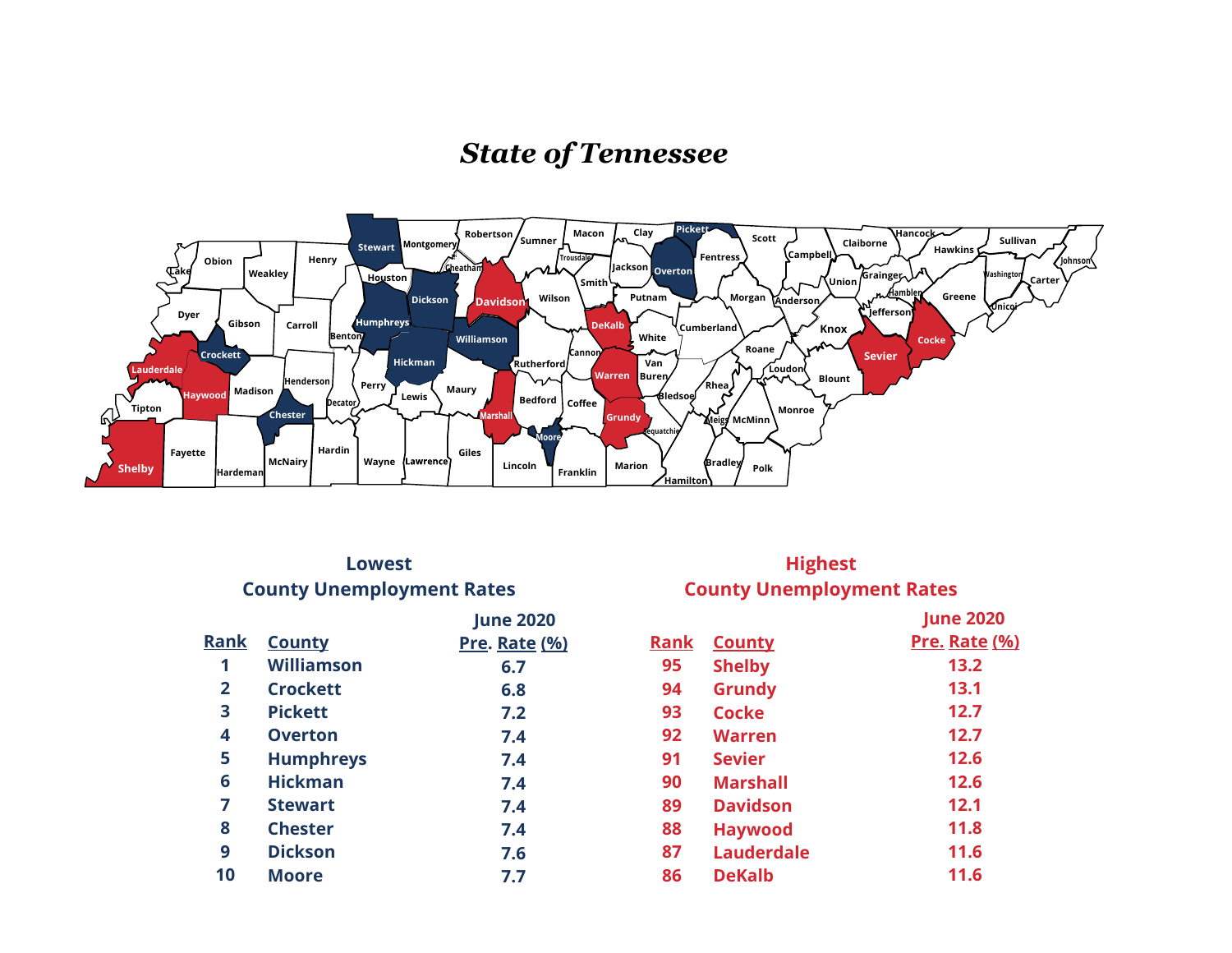# *State of Tennessee*

## Lowest County Unemployment Rates

| Rank | County | June 2020 Pre. Rate (%) |
|---|---|---|
| 1 | Williamson | 6.7 |
| 2 | Crockett | 6.8 |
| 3 | Pickett | 7.2 |
| 4 | Overton | 7.4 |
| 5 | Humphreys | 7.4 |
| 6 | Hickman | 7.4 |
| 7 | Stewart | 7.4 |
| 8 | Chester | 7.4 |
| 9 | Dickson | 7.6 |
| 10 | Moore | 7.7 |

## Highest County Unemployment Rates

| Rank | County | June 2020 Pre. Rate (%) |
|---|---|---|
| 95 | Shelby | 13.2 |
| 94 | Grundy | 13.1 |
| 93 | Cocke | 12.7 |
| 92 | Warren | 12.7 |
| 91 | Sevier | 12.6 |
| 90 | Marshall | 12.6 |
| 89 | Davidson | 12.1 |
| 88 | Haywood | 11.8 |
| 87 | Lauderdale | 11.6 |
| 86 | DeKalb | 11.6 |